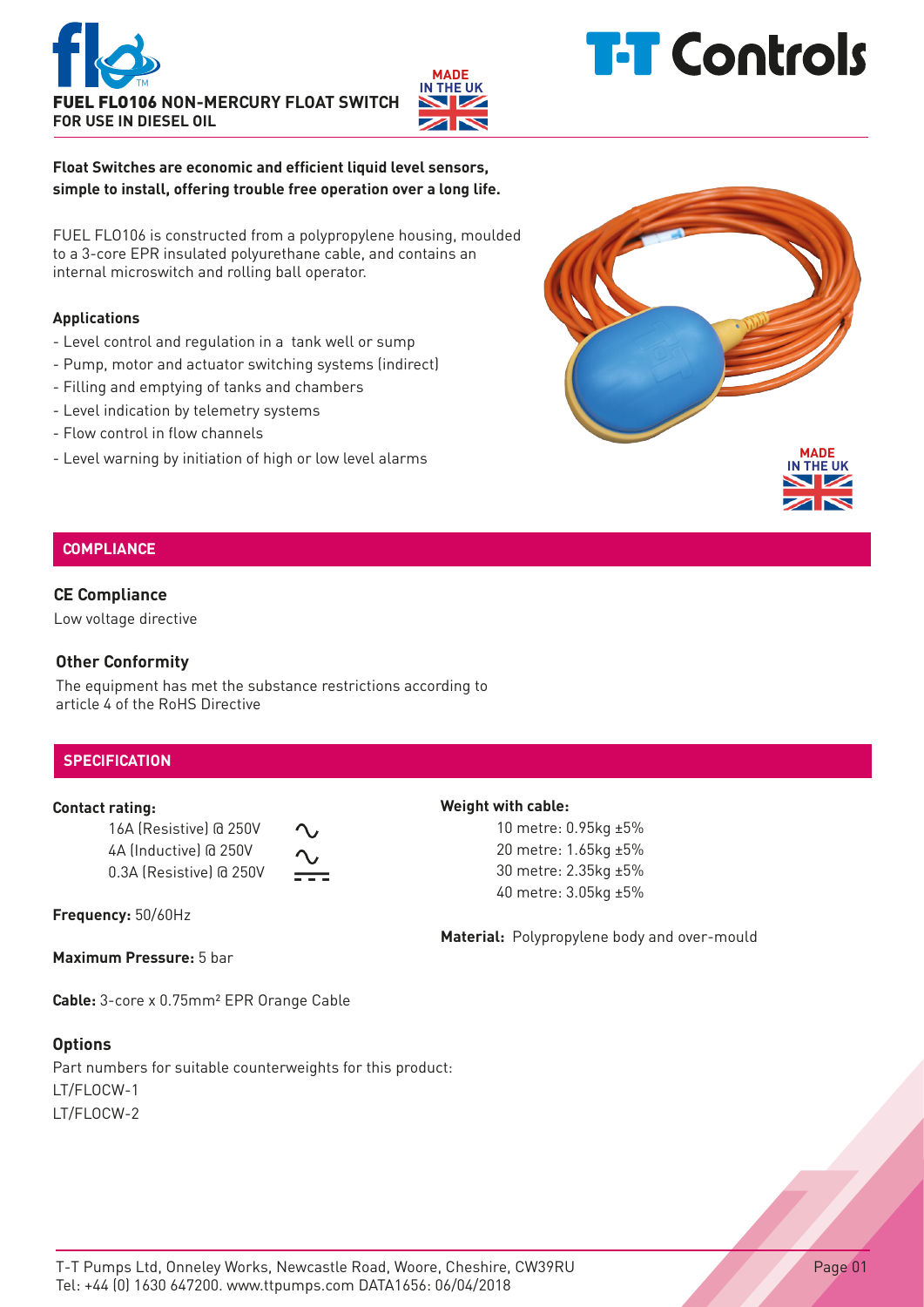# FUEL FLO106 NON-MERCURY FLOAT SWITCH FOR USE IN DIESEL OIL

MADE IN THE UK

**T-T Controls**

**Float Switches are economic and efficient liquid level sensors, simple to install, offering trouble free operation over a long life.**

FUEL FLO106 is constructed from a polypropylene housing, moulded to a 3-core EPR insulated polyurethane cable, and contains an internal microswitch and rolling ball operator.

### Applications

- Level control and regulation in a tank well or sump
- Pump, motor and actuator switching systems (indirect)
- Filling and emptying of tanks and chambers
- Level indication by telemetry systems
- Flow control in flow channels
- Level warning by initiation of high or low level alarms

MADE IN THE UK

## COMPLIANCE

### CE Compliance

Low voltage directive

### Other Conformity

The equipment has met the substance restrictions according to article 4 of the RoHS Directive

## SPECIFICATION

**Contact rating:**

16A (Resistive) @ 250V ∿
4A (Inductive) @ 250V ∿
0.3A (Resistive) @ 250V ⎓

**Frequency:** 50/60Hz

**Maximum Pressure:** 5 bar

**Cable:** 3-core x 0.75mm² EPR Orange Cable

**Weight with cable:**

10 metre: 0.95kg ±5%
20 metre: 1.65kg ±5%
30 metre: 2.35kg ±5%
40 metre: 3.05kg ±5%

**Material:** Polypropylene body and over-mould

### Options

Part numbers for suitable counterweights for this product:
LT/FLOCW-1
LT/FLOCW-2

T-T Pumps Ltd, Onneley Works, Newcastle Road, Woore, Cheshire, CW39RU
Tel: +44 (0) 1630 647200. www.ttpumps.com DATA1656: 06/04/2018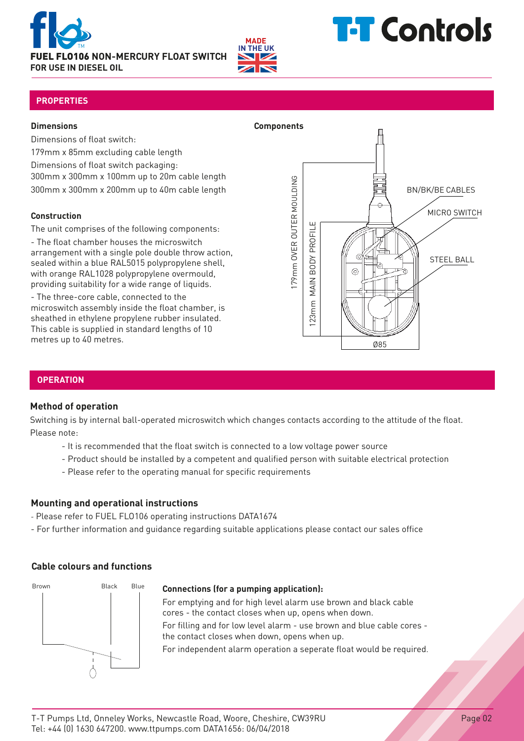**FUEL FLO106 NON-MERCURY FLOAT SWITCH**
**FOR USE IN DIESEL OIL**

MADE IN THE UK

## PROPERTIES

### Dimensions

Dimensions of float switch:

179mm x 85mm excluding cable length

Dimensions of float switch packaging:

300mm x 300mm x 100mm up to 20m cable length

300mm x 300mm x 200mm up to 40m cable length

### Construction

The unit comprises of the following components:

- The float chamber houses the microswitch arrangement with a single pole double throw action, sealed within a blue RAL5015 polypropylene shell, with orange RAL1028 polypropylene overmould, providing suitability for a wide range of liquids.
- The three-core cable, connected to the microswitch assembly inside the float chamber, is sheathed in ethylene propylene rubber insulated. This cable is supplied in standard lengths of 10 metres up to 40 metres.

### Components

179mm OVER OUTER MOULDING
123mm MAIN BODY PROFILE
Ø85
BN/BK/BE CABLES
MICRO SWITCH
STEEL BALL

## OPERATION

### Method of operation

Switching is by internal ball-operated microswitch which changes contacts according to the attitude of the float.

Please note:

- It is recommended that the float switch is connected to a low voltage power source
- Product should be installed by a competent and qualified person with suitable electrical protection
- Please refer to the operating manual for specific requirements

### Mounting and operational instructions

- Please refer to FUEL FLO106 operating instructions DATA1674
- For further information and guidance regarding suitable applications please contact our sales office

### Cable colours and functions

Brown
Black
Blue

**Connections (for a pumping application):**

For emptying and for high level alarm use brown and black cable cores - the contact closes when up, opens when down.

For filling and for low level alarm - use brown and blue cable cores - the contact closes when down, opens when up.

For independent alarm operation a seperate float would be required.

T-T Pumps Ltd, Onneley Works, Newcastle Road, Woore, Cheshire, CW39RU
Tel: +44 (0) 1630 647200. www.ttpumps.com DATA1656: 06/04/2018